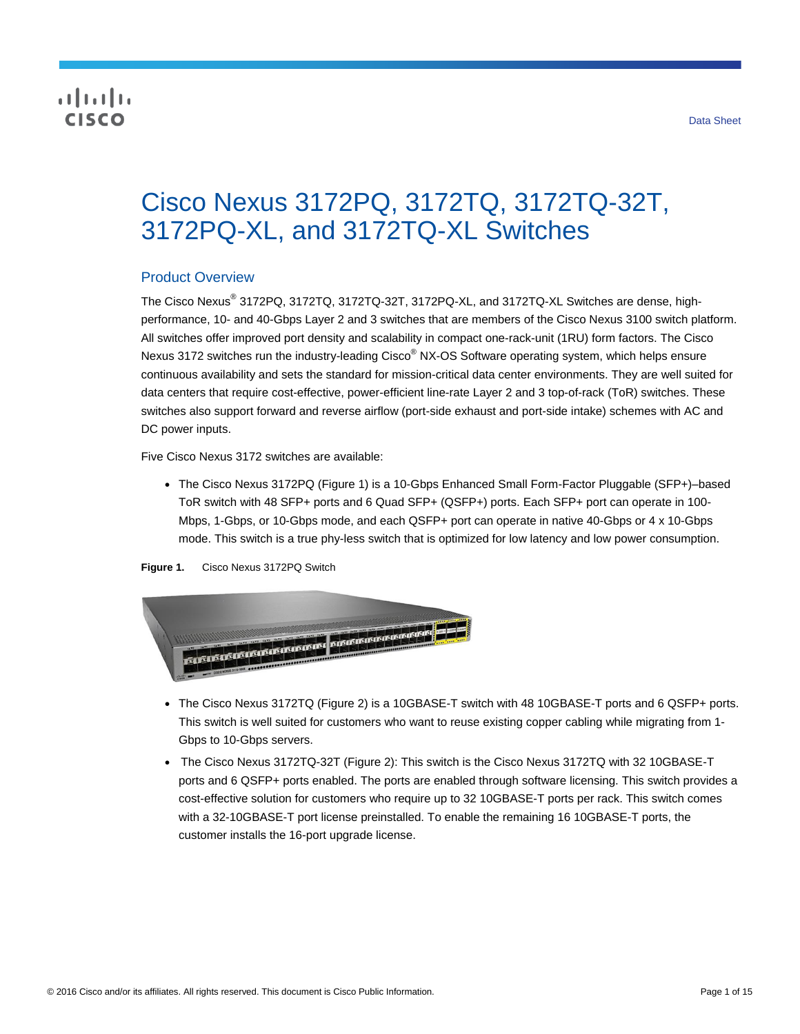# Cisco Nexus 3172PQ, 3172TQ, 3172TQ-32T, 3172PQ-XL, and 3172TQ-XL Switches

## Product Overview

The Cisco Nexus® 3172PQ, 3172TQ, 3172TQ-32T, 3172PQ-XL, and 3172TQ-XL Switches are dense, high-performance, 10- and 40-Gbps Layer 2 and 3 switches that are members of the Cisco Nexus 3100 switch platform. All switches offer improved port density and scalability in compact one-rack-unit (1RU) form factors. The Cisco Nexus 3172 switches run the industry-leading Cisco® NX-OS Software operating system, which helps ensure continuous availability and sets the standard for mission-critical data center environments. They are well suited for data centers that require cost-effective, power-efficient line-rate Layer 2 and 3 top-of-rack (ToR) switches. These switches also support forward and reverse airflow (port-side exhaust and port-side intake) schemes with AC and DC power inputs.

Five Cisco Nexus 3172 switches are available:

- The Cisco Nexus 3172PQ (Figure 1) is a 10-Gbps Enhanced Small Form-Factor Pluggable (SFP+)–based ToR switch with 48 SFP+ ports and 6 Quad SFP+ (QSFP+) ports. Each SFP+ port can operate in 100-Mbps, 1-Gbps, or 10-Gbps mode, and each QSFP+ port can operate in native 40-Gbps or 4 x 10-Gbps mode. This switch is a true phy-less switch that is optimized for low latency and low power consumption.

**Figure 1.** Cisco Nexus 3172PQ Switch

- The Cisco Nexus 3172TQ (Figure 2) is a 10GBASE-T switch with 48 10GBASE-T ports and 6 QSFP+ ports. This switch is well suited for customers who want to reuse existing copper cabling while migrating from 1-Gbps to 10-Gbps servers.
- The Cisco Nexus 3172TQ-32T (Figure 2): This switch is the Cisco Nexus 3172TQ with 32 10GBASE-T ports and 6 QSFP+ ports enabled. The ports are enabled through software licensing. This switch provides a cost-effective solution for customers who require up to 32 10GBASE-T ports per rack. This switch comes with a 32-10GBASE-T port license preinstalled. To enable the remaining 16 10GBASE-T ports, the customer installs the 16-port upgrade license.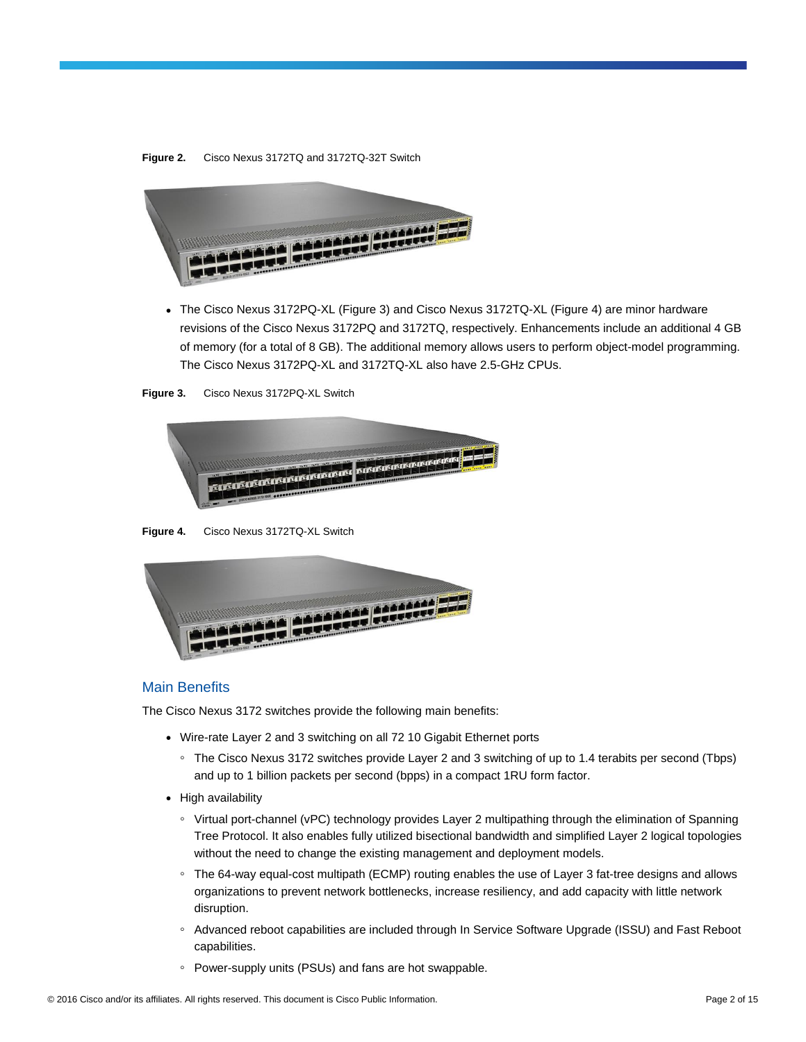**Figure 2.** Cisco Nexus 3172TQ and 3172TQ-32T Switch

- The Cisco Nexus 3172PQ-XL (Figure 3) and Cisco Nexus 3172TQ-XL (Figure 4) are minor hardware revisions of the Cisco Nexus 3172PQ and 3172TQ, respectively. Enhancements include an additional 4 GB of memory (for a total of 8 GB). The additional memory allows users to perform object-model programming. The Cisco Nexus 3172PQ-XL and 3172TQ-XL also have 2.5-GHz CPUs.

**Figure 3.** Cisco Nexus 3172PQ-XL Switch

**Figure 4.** Cisco Nexus 3172TQ-XL Switch

## Main Benefits

The Cisco Nexus 3172 switches provide the following main benefits:

- Wire-rate Layer 2 and 3 switching on all 72 10 Gigabit Ethernet ports
  - The Cisco Nexus 3172 switches provide Layer 2 and 3 switching of up to 1.4 terabits per second (Tbps) and up to 1 billion packets per second (bpps) in a compact 1RU form factor.
- High availability
  - Virtual port-channel (vPC) technology provides Layer 2 multipathing through the elimination of Spanning Tree Protocol. It also enables fully utilized bisectional bandwidth and simplified Layer 2 logical topologies without the need to change the existing management and deployment models.
  - The 64-way equal-cost multipath (ECMP) routing enables the use of Layer 3 fat-tree designs and allows organizations to prevent network bottlenecks, increase resiliency, and add capacity with little network disruption.
  - Advanced reboot capabilities are included through In Service Software Upgrade (ISSU) and Fast Reboot capabilities.
  - Power-supply units (PSUs) and fans are hot swappable.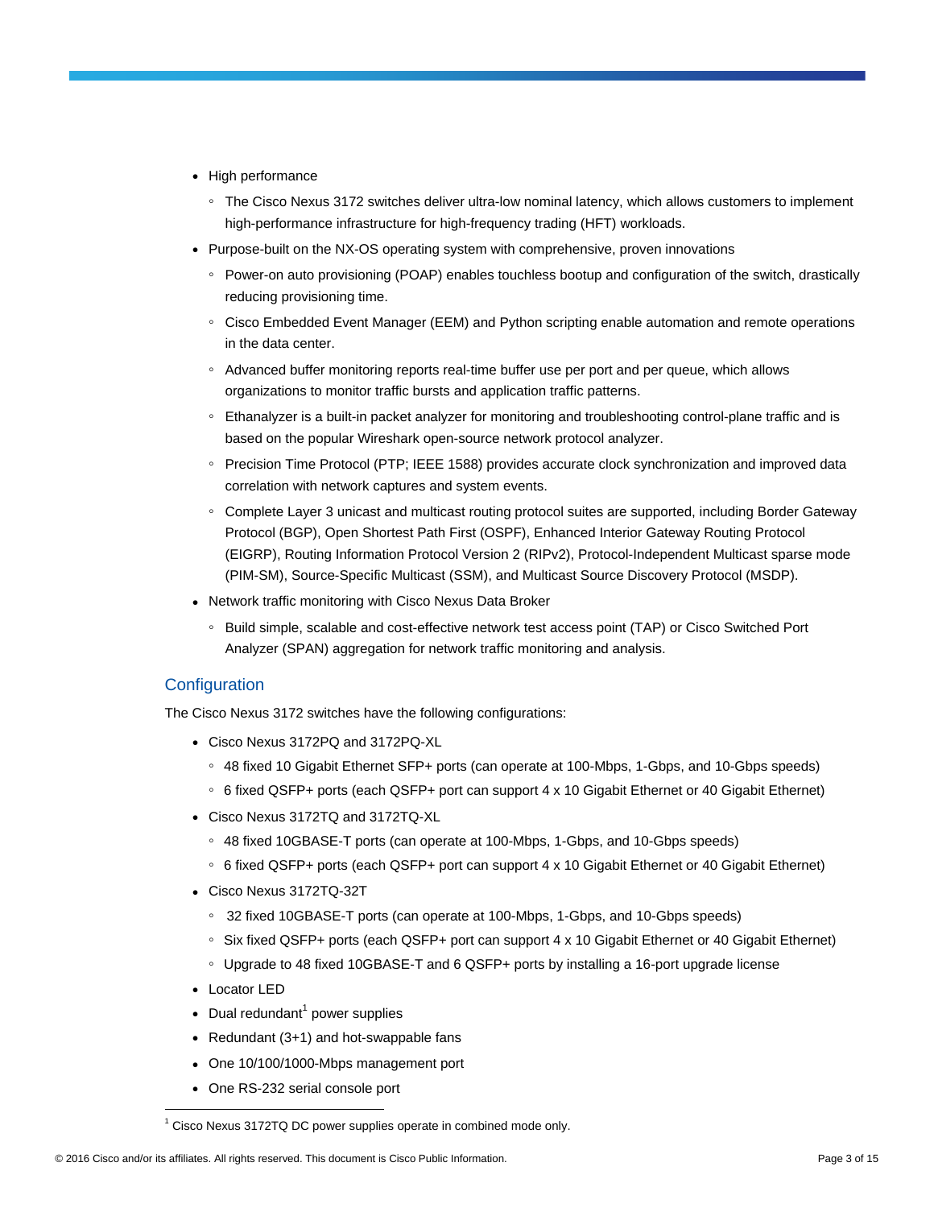- High performance
  - The Cisco Nexus 3172 switches deliver ultra-low nominal latency, which allows customers to implement high-performance infrastructure for high-frequency trading (HFT) workloads.
- Purpose-built on the NX-OS operating system with comprehensive, proven innovations
  - Power-on auto provisioning (POAP) enables touchless bootup and configuration of the switch, drastically reducing provisioning time.
  - Cisco Embedded Event Manager (EEM) and Python scripting enable automation and remote operations in the data center.
  - Advanced buffer monitoring reports real-time buffer use per port and per queue, which allows organizations to monitor traffic bursts and application traffic patterns.
  - Ethanalyzer is a built-in packet analyzer for monitoring and troubleshooting control-plane traffic and is based on the popular Wireshark open-source network protocol analyzer.
  - Precision Time Protocol (PTP; IEEE 1588) provides accurate clock synchronization and improved data correlation with network captures and system events.
  - Complete Layer 3 unicast and multicast routing protocol suites are supported, including Border Gateway Protocol (BGP), Open Shortest Path First (OSPF), Enhanced Interior Gateway Routing Protocol (EIGRP), Routing Information Protocol Version 2 (RIPv2), Protocol-Independent Multicast sparse mode (PIM-SM), Source-Specific Multicast (SSM), and Multicast Source Discovery Protocol (MSDP).
- Network traffic monitoring with Cisco Nexus Data Broker
  - Build simple, scalable and cost-effective network test access point (TAP) or Cisco Switched Port Analyzer (SPAN) aggregation for network traffic monitoring and analysis.

## Configuration

The Cisco Nexus 3172 switches have the following configurations:

- Cisco Nexus 3172PQ and 3172PQ-XL
  - 48 fixed 10 Gigabit Ethernet SFP+ ports (can operate at 100-Mbps, 1-Gbps, and 10-Gbps speeds)
  - 6 fixed QSFP+ ports (each QSFP+ port can support 4 x 10 Gigabit Ethernet or 40 Gigabit Ethernet)
- Cisco Nexus 3172TQ and 3172TQ-XL
  - 48 fixed 10GBASE-T ports (can operate at 100-Mbps, 1-Gbps, and 10-Gbps speeds)
  - 6 fixed QSFP+ ports (each QSFP+ port can support 4 x 10 Gigabit Ethernet or 40 Gigabit Ethernet)
- Cisco Nexus 3172TQ-32T
  - 32 fixed 10GBASE-T ports (can operate at 100-Mbps, 1-Gbps, and 10-Gbps speeds)
  - Six fixed QSFP+ ports (each QSFP+ port can support 4 x 10 Gigabit Ethernet or 40 Gigabit Ethernet)
  - Upgrade to 48 fixed 10GBASE-T and 6 QSFP+ ports by installing a 16-port upgrade license
- Locator LED
- Dual redundant[1] power supplies
- Redundant (3+1) and hot-swappable fans
- One 10/100/1000-Mbps management port
- One RS-232 serial console port

[1] Cisco Nexus 3172TQ DC power supplies operate in combined mode only.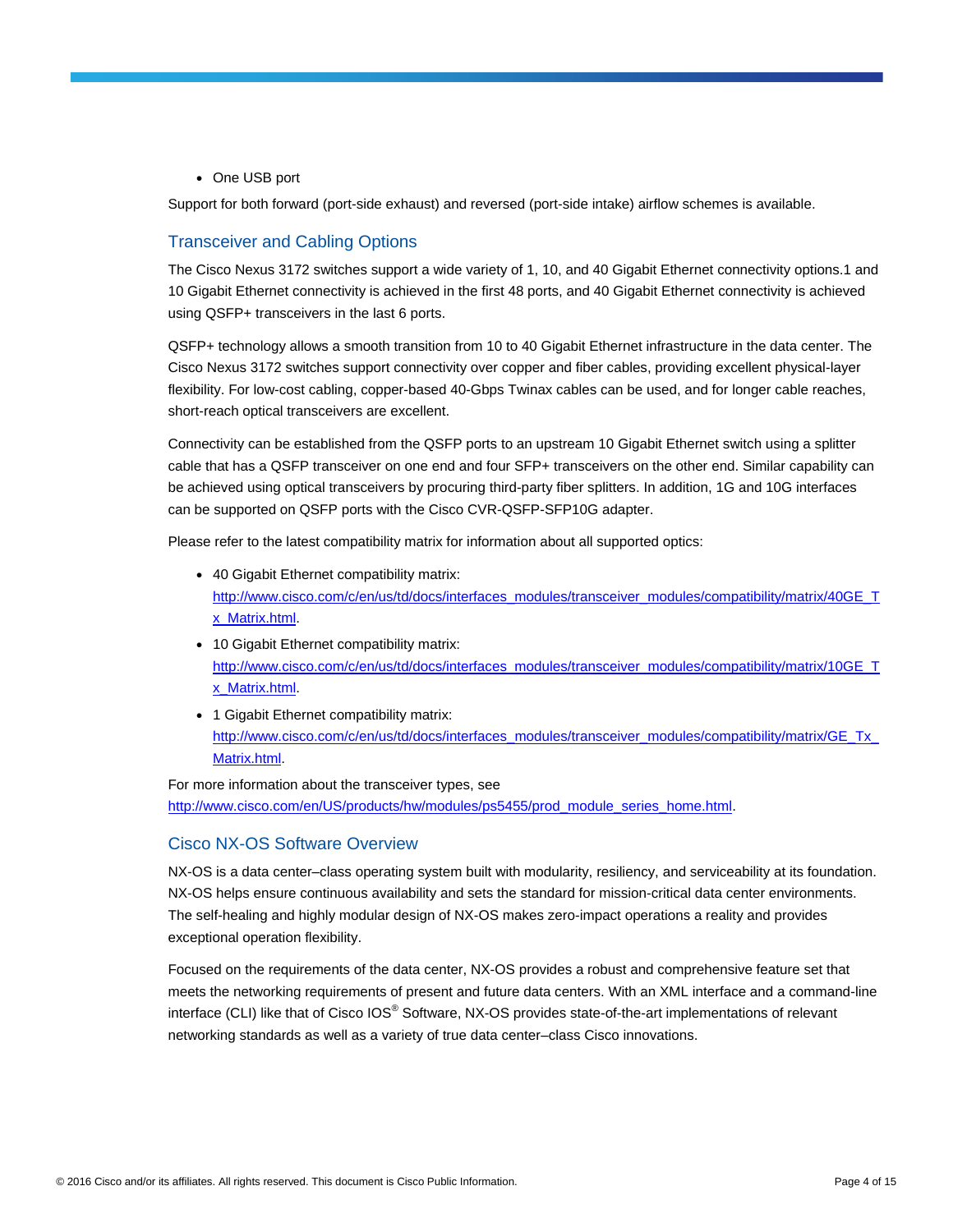- One USB port

Support for both forward (port-side exhaust) and reversed (port-side intake) airflow schemes is available.

## Transceiver and Cabling Options

The Cisco Nexus 3172 switches support a wide variety of 1, 10, and 40 Gigabit Ethernet connectivity options.1 and 10 Gigabit Ethernet connectivity is achieved in the first 48 ports, and 40 Gigabit Ethernet connectivity is achieved using QSFP+ transceivers in the last 6 ports.

QSFP+ technology allows a smooth transition from 10 to 40 Gigabit Ethernet infrastructure in the data center. The Cisco Nexus 3172 switches support connectivity over copper and fiber cables, providing excellent physical-layer flexibility. For low-cost cabling, copper-based 40-Gbps Twinax cables can be used, and for longer cable reaches, short-reach optical transceivers are excellent.

Connectivity can be established from the QSFP ports to an upstream 10 Gigabit Ethernet switch using a splitter cable that has a QSFP transceiver on one end and four SFP+ transceivers on the other end. Similar capability can be achieved using optical transceivers by procuring third-party fiber splitters. In addition, 1G and 10G interfaces can be supported on QSFP ports with the Cisco CVR-QSFP-SFP10G adapter.

Please refer to the latest compatibility matrix for information about all supported optics:

- 40 Gigabit Ethernet compatibility matrix: http://www.cisco.com/c/en/us/td/docs/interfaces_modules/transceiver_modules/compatibility/matrix/40GE_Tx_Matrix.html.
- 10 Gigabit Ethernet compatibility matrix: http://www.cisco.com/c/en/us/td/docs/interfaces_modules/transceiver_modules/compatibility/matrix/10GE_Tx_Matrix.html.
- 1 Gigabit Ethernet compatibility matrix: http://www.cisco.com/c/en/us/td/docs/interfaces_modules/transceiver_modules/compatibility/matrix/GE_Tx_Matrix.html.

For more information about the transceiver types, see http://www.cisco.com/en/US/products/hw/modules/ps5455/prod_module_series_home.html.

## Cisco NX-OS Software Overview

NX-OS is a data center–class operating system built with modularity, resiliency, and serviceability at its foundation. NX-OS helps ensure continuous availability and sets the standard for mission-critical data center environments. The self-healing and highly modular design of NX-OS makes zero-impact operations a reality and provides exceptional operation flexibility.

Focused on the requirements of the data center, NX-OS provides a robust and comprehensive feature set that meets the networking requirements of present and future data centers. With an XML interface and a command-line interface (CLI) like that of Cisco IOS® Software, NX-OS provides state-of-the-art implementations of relevant networking standards as well as a variety of true data center–class Cisco innovations.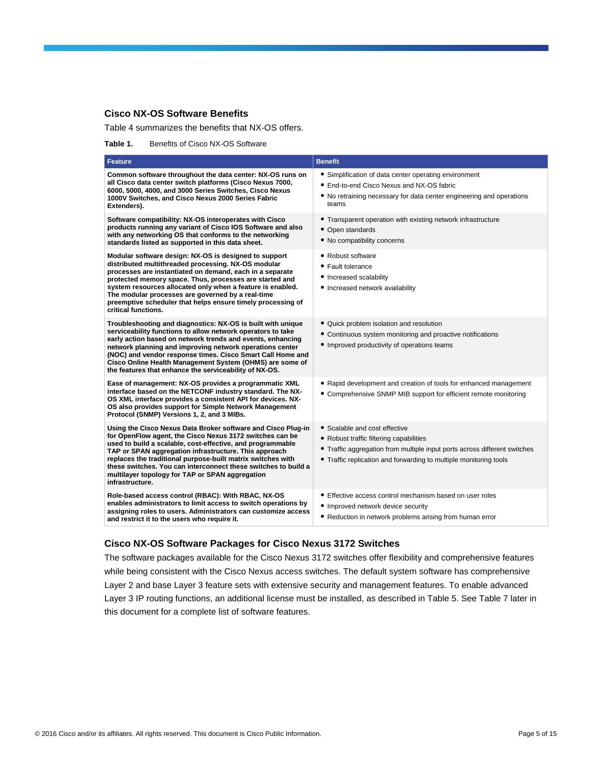### Cisco NX-OS Software Benefits

Table 4 summarizes the benefits that NX-OS offers.

**Table 1.** Benefits of Cisco NX-OS Software

| Feature | Benefit |
|---|---|
| **Common software throughout the data center: NX-OS runs on all Cisco data center switch platforms (Cisco Nexus 7000, 6000, 5000, 4000, and 3000 Series Switches, Cisco Nexus 1000V Switches, and Cisco Nexus 2000 Series Fabric Extenders).** | • Simplification of data center operating environment<br>• End-to-end Cisco Nexus and NX-OS fabric<br>• No retraining necessary for data center engineering and operations teams |
| **Software compatibility: NX-OS interoperates with Cisco products running any variant of Cisco IOS Software and also with any networking OS that conforms to the networking standards listed as supported in this data sheet.** | • Transparent operation with existing network infrastructure<br>• Open standards<br>• No compatibility concerns |
| **Modular software design: NX-OS is designed to support distributed multithreaded processing. NX-OS modular processes are instantiated on demand, each in a separate protected memory space. Thus, processes are started and system resources allocated only when a feature is enabled. The modular processes are governed by a real-time preemptive scheduler that helps ensure timely processing of critical functions.** | • Robust software<br>• Fault tolerance<br>• Increased scalability<br>• Increased network availability |
| **Troubleshooting and diagnostics: NX-OS is built with unique serviceability functions to allow network operators to take early action based on network trends and events, enhancing network planning and improving network operations center (NOC) and vendor response times. Cisco Smart Call Home and Cisco Online Health Management System (OHMS) are some of the features that enhance the serviceability of NX-OS.** | • Quick problem isolation and resolution<br>• Continuous system monitoring and proactive notifications<br>• Improved productivity of operations teams |
| **Ease of management: NX-OS provides a programmatic XML interface based on the NETCONF industry standard. The NX-OS XML interface provides a consistent API for devices. NX-OS also provides support for Simple Network Management Protocol (SNMP) Versions 1, 2, and 3 MIBs.** | • Rapid development and creation of tools for enhanced management<br>• Comprehensive SNMP MIB support for efficient remote monitoring |
| **Using the Cisco Nexus Data Broker software and Cisco Plug-in for OpenFlow agent, the Cisco Nexus 3172 switches can be used to build a scalable, cost-effective, and programmable TAP or SPAN aggregation infrastructure. This approach replaces the traditional purpose-built matrix switches with these switches. You can interconnect these switches to build a multilayer topology for TAP or SPAN aggregation infrastructure.** | • Scalable and cost effective<br>• Robust traffic filtering capabilities<br>• Traffic aggregation from multiple input ports across different switches<br>• Traffic replication and forwarding to multiple monitoring tools |
| **Role-based access control (RBAC): With RBAC, NX-OS enables administrators to limit access to switch operations by assigning roles to users. Administrators can customize access and restrict it to the users who require it.** | • Effective access control mechanism based on user roles<br>• Improved network device security<br>• Reduction in network problems arising from human error |

### Cisco NX-OS Software Packages for Cisco Nexus 3172 Switches

The software packages available for the Cisco Nexus 3172 switches offer flexibility and comprehensive features while being consistent with the Cisco Nexus access switches. The default system software has comprehensive Layer 2 and base Layer 3 feature sets with extensive security and management features. To enable advanced Layer 3 IP routing functions, an additional license must be installed, as described in Table 5. See Table 7 later in this document for a complete list of software features.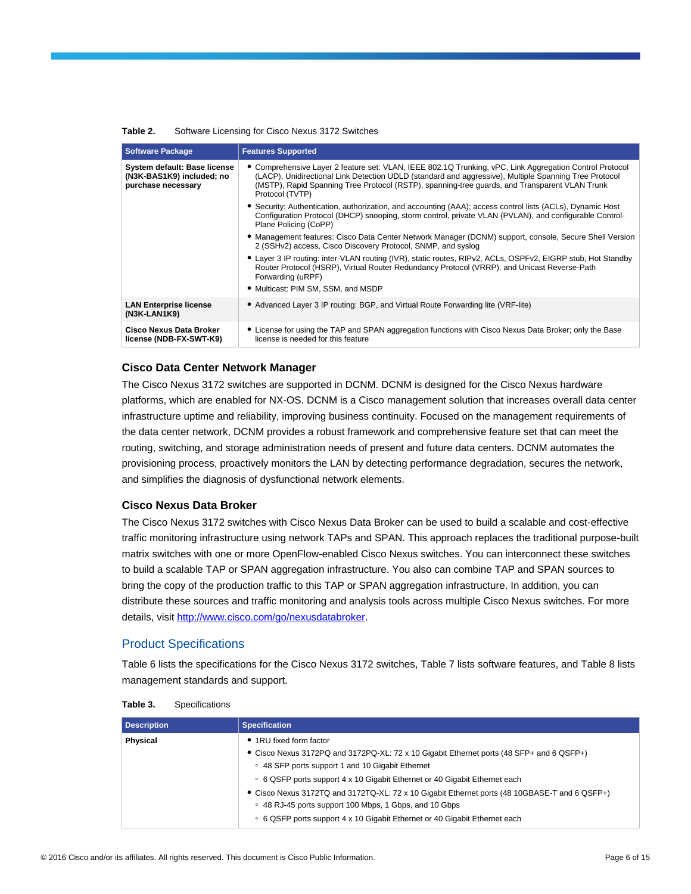**Table 2.** Software Licensing for Cisco Nexus 3172 Switches

| Software Package | Features Supported |
| --- | --- |
| **System default: Base license (N3K-BAS1K9) included; no purchase necessary** | • Comprehensive Layer 2 feature set: VLAN, IEEE 802.1Q Trunking, vPC, Link Aggregation Control Protocol (LACP), Unidirectional Link Detection UDLD (standard and aggressive), Multiple Spanning Tree Protocol (MSTP), Rapid Spanning Tree Protocol (RSTP), spanning-tree guards, and Transparent VLAN Trunk Protocol (TVTP)<br>• Security: Authentication, authorization, and accounting (AAA); access control lists (ACLs), Dynamic Host Configuration Protocol (DHCP) snooping, storm control, private VLAN (PVLAN), and configurable Control-Plane Policing (CoPP)<br>• Management features: Cisco Data Center Network Manager (DCNM) support, console, Secure Shell Version 2 (SSHv2) access, Cisco Discovery Protocol, SNMP, and syslog<br>• Layer 3 IP routing: inter-VLAN routing (IVR), static routes, RIPv2, ACLs, OSPFv2, EIGRP stub, Hot Standby Router Protocol (HSRP), Virtual Router Redundancy Protocol (VRRP), and Unicast Reverse-Path Forwarding (uRPF)<br>• Multicast: PIM SM, SSM, and MSDP |
| **LAN Enterprise license (N3K-LAN1K9)** | • Advanced Layer 3 IP routing: BGP, and Virtual Route Forwarding lite (VRF-lite) |
| **Cisco Nexus Data Broker license (NDB-FX-SWT-K9)** | • License for using the TAP and SPAN aggregation functions with Cisco Nexus Data Broker; only the Base license is needed for this feature |

### Cisco Data Center Network Manager

The Cisco Nexus 3172 switches are supported in DCNM. DCNM is designed for the Cisco Nexus hardware platforms, which are enabled for NX-OS. DCNM is a Cisco management solution that increases overall data center infrastructure uptime and reliability, improving business continuity. Focused on the management requirements of the data center network, DCNM provides a robust framework and comprehensive feature set that can meet the routing, switching, and storage administration needs of present and future data centers. DCNM automates the provisioning process, proactively monitors the LAN by detecting performance degradation, secures the network, and simplifies the diagnosis of dysfunctional network elements.

### Cisco Nexus Data Broker

The Cisco Nexus 3172 switches with Cisco Nexus Data Broker can be used to build a scalable and cost-effective traffic monitoring infrastructure using network TAPs and SPAN. This approach replaces the traditional purpose-built matrix switches with one or more OpenFlow-enabled Cisco Nexus switches. You can interconnect these switches to build a scalable TAP or SPAN aggregation infrastructure. You also can combine TAP and SPAN sources to bring the copy of the production traffic to this TAP or SPAN aggregation infrastructure. In addition, you can distribute these sources and traffic monitoring and analysis tools across multiple Cisco Nexus switches. For more details, visit http://www.cisco.com/go/nexusdatabroker.

## Product Specifications

Table 6 lists the specifications for the Cisco Nexus 3172 switches, Table 7 lists software features, and Table 8 lists management standards and support.

**Table 3.** Specifications

| Description | Specification |
| --- | --- |
| **Physical** | • 1RU fixed form factor<br>• Cisco Nexus 3172PQ and 3172PQ-XL: 72 x 10 Gigabit Ethernet ports (48 SFP+ and 6 QSFP+)<br>&nbsp;&nbsp;◦ 48 SFP ports support 1 and 10 Gigabit Ethernet<br>&nbsp;&nbsp;◦ 6 QSFP ports support 4 x 10 Gigabit Ethernet or 40 Gigabit Ethernet each<br>• Cisco Nexus 3172TQ and 3172TQ-XL: 72 x 10 Gigabit Ethernet ports (48 10GBASE-T and 6 QSFP+)<br>&nbsp;&nbsp;◦ 48 RJ-45 ports support 100 Mbps, 1 Gbps, and 10 Gbps<br>&nbsp;&nbsp;◦ 6 QSFP ports support 4 x 10 Gigabit Ethernet or 40 Gigabit Ethernet each |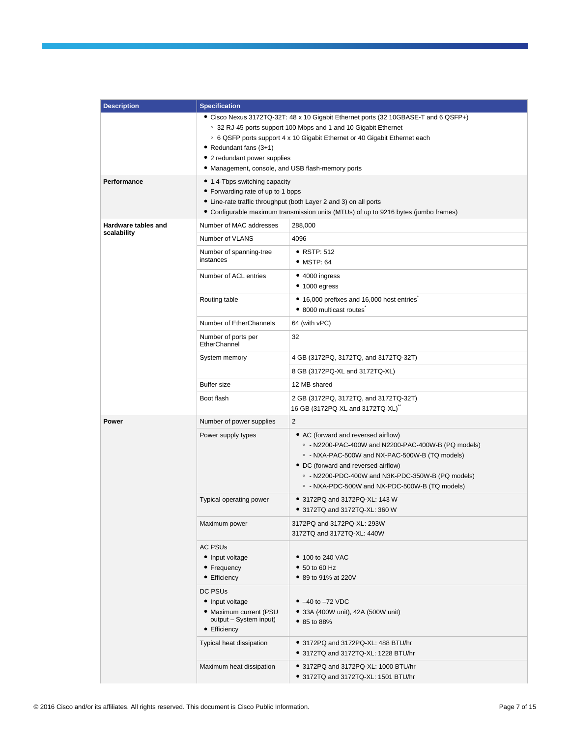| Description | Specification | |
|---|---|---|
| | • Cisco Nexus 3172TQ-32T: 48 x 10 Gigabit Ethernet ports (32 10GBASE-T and 6 QSFP+)<br>◦ 32 RJ-45 ports support 100 Mbps and 1 and 10 Gigabit Ethernet<br>◦ 6 QSFP ports support 4 x 10 Gigabit Ethernet or 40 Gigabit Ethernet each<br>• Redundant fans (3+1)<br>• 2 redundant power supplies<br>• Management, console, and USB flash-memory ports | |
| **Performance** | • 1.4-Tbps switching capacity<br>• Forwarding rate of up to 1 bpps<br>• Line-rate traffic throughput (both Layer 2 and 3) on all ports<br>• Configurable maximum transmission units (MTUs) of up to 9216 bytes (jumbo frames) | |
| **Hardware tables and scalability** | Number of MAC addresses | 288,000 |
| | Number of VLANS | 4096 |
| | Number of spanning-tree instances | • RSTP: 512<br>• MSTP: 64 |
| | Number of ACL entries | • 4000 ingress<br>• 1000 egress |
| | Routing table | • 16,000 prefixes and 16,000 host entries*<br>• 8000 multicast routes* |
| | Number of EtherChannels | 64 (with vPC) |
| | Number of ports per EtherChannel | 32 |
| | System memory | 4 GB (3172PQ, 3172TQ, and 3172TQ-32T) |
| | | 8 GB (3172PQ-XL and 3172TQ-XL) |
| | Buffer size | 12 MB shared |
| | Boot flash | 2 GB (3172PQ, 3172TQ, and 3172TQ-32T)<br>16 GB (3172PQ-XL and 3172TQ-XL)** |
| **Power** | Number of power supplies | 2 |
| | Power supply types | • AC (forward and reversed airflow)<br>◦ - N2200-PAC-400W and N2200-PAC-400W-B (PQ models)<br>◦ - NXA-PAC-500W and NX-PAC-500W-B (TQ models)<br>• DC (forward and reversed airflow)<br>◦ - N2200-PDC-400W and N3K-PDC-350W-B (PQ models)<br>◦ - NXA-PDC-500W and NX-PDC-500W-B (TQ models) |
| | Typical operating power | • 3172PQ and 3172PQ-XL: 143 W<br>• 3172TQ and 3172TQ-XL: 360 W |
| | Maximum power | 3172PQ and 3172PQ-XL: 293W<br>3172TQ and 3172TQ-XL: 440W |
| | AC PSUs<br>• Input voltage<br>• Frequency<br>• Efficiency | • 100 to 240 VAC<br>• 50 to 60 Hz<br>• 89 to 91% at 220V |
| | DC PSUs<br>• Input voltage<br>• Maximum current (PSU output – System input)<br>• Efficiency | • –40 to –72 VDC<br>• 33A (400W unit), 42A (500W unit)<br>• 85 to 88% |
| | Typical heat dissipation | • 3172PQ and 3172PQ-XL: 488 BTU/hr<br>• 3172TQ and 3172TQ-XL: 1228 BTU/hr |
| | Maximum heat dissipation | • 3172PQ and 3172PQ-XL: 1000 BTU/hr<br>• 3172TQ and 3172TQ-XL: 1501 BTU/hr |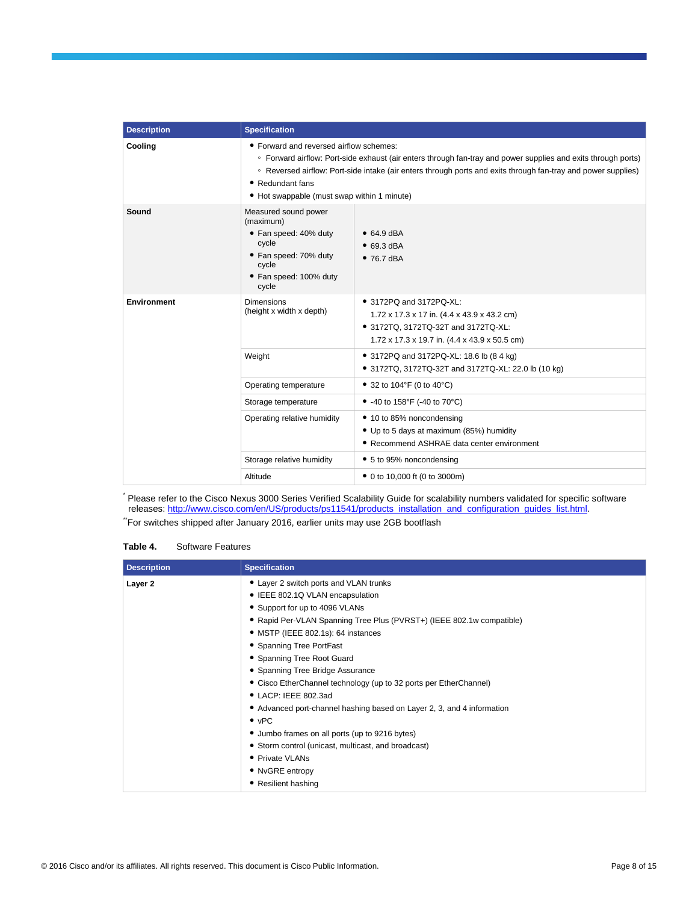| Description | Specification | |
|---|---|---|
| **Cooling** | • Forward and reversed airflow schemes:<br>  ◦ Forward airflow: Port-side exhaust (air enters through fan-tray and power supplies and exits through ports)<br>  ◦ Reversed airflow: Port-side intake (air enters through ports and exits through fan-tray and power supplies)<br>• Redundant fans<br>• Hot swappable (must swap within 1 minute) | |
| **Sound** | Measured sound power (maximum)<br>• Fan speed: 40% duty cycle<br>• Fan speed: 70% duty cycle<br>• Fan speed: 100% duty cycle | • 64.9 dBA<br>• 69.3 dBA<br>• 76.7 dBA |
| **Environment** | Dimensions (height x width x depth) | • 3172PQ and 3172PQ-XL:<br>1.72 x 17.3 x 17 in. (4.4 x 43.9 x 43.2 cm)<br>• 3172TQ, 3172TQ-32T and 3172TQ-XL:<br>1.72 x 17.3 x 19.7 in. (4.4 x 43.9 x 50.5 cm) |
| | Weight | • 3172PQ and 3172PQ-XL: 18.6 lb (8 4 kg)<br>• 3172TQ, 3172TQ-32T and 3172TQ-XL: 22.0 lb (10 kg) |
| | Operating temperature | • 32 to 104°F (0 to 40°C) |
| | Storage temperature | • -40 to 158°F (-40 to 70°C) |
| | Operating relative humidity | • 10 to 85% noncondensing<br>• Up to 5 days at maximum (85%) humidity<br>• Recommend ASHRAE data center environment |
| | Storage relative humidity | • 5 to 95% noncondensing |
| | Altitude | • 0 to 10,000 ft (0 to 3000m) |

* Please refer to the Cisco Nexus 3000 Series Verified Scalability Guide for scalability numbers validated for specific software releases: http://www.cisco.com/en/US/products/ps11541/products_installation_and_configuration_guides_list.html.

** For switches shipped after January 2016, earlier units may use 2GB bootflash

**Table 4.** Software Features

| Description | Specification |
|---|---|
| **Layer 2** | • Layer 2 switch ports and VLAN trunks<br>• IEEE 802.1Q VLAN encapsulation<br>• Support for up to 4096 VLANs<br>• Rapid Per-VLAN Spanning Tree Plus (PVRST+) (IEEE 802.1w compatible)<br>• MSTP (IEEE 802.1s): 64 instances<br>• Spanning Tree PortFast<br>• Spanning Tree Root Guard<br>• Spanning Tree Bridge Assurance<br>• Cisco EtherChannel technology (up to 32 ports per EtherChannel)<br>• LACP: IEEE 802.3ad<br>• Advanced port-channel hashing based on Layer 2, 3, and 4 information<br>• vPC<br>• Jumbo frames on all ports (up to 9216 bytes)<br>• Storm control (unicast, multicast, and broadcast)<br>• Private VLANs<br>• NvGRE entropy<br>• Resilient hashing |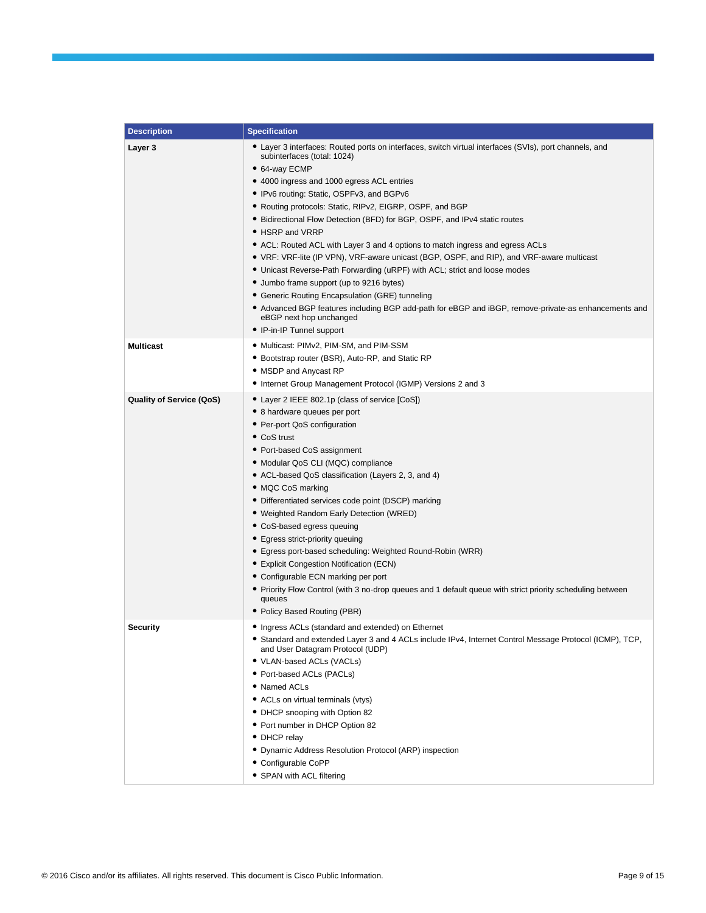| Description | Specification |
| --- | --- |
| **Layer 3** | • Layer 3 interfaces: Routed ports on interfaces, switch virtual interfaces (SVIs), port channels, and subinterfaces (total: 1024)<br>• 64-way ECMP<br>• 4000 ingress and 1000 egress ACL entries<br>• IPv6 routing: Static, OSPFv3, and BGPv6<br>• Routing protocols: Static, RIPv2, EIGRP, OSPF, and BGP<br>• Bidirectional Flow Detection (BFD) for BGP, OSPF, and IPv4 static routes<br>• HSRP and VRRP<br>• ACL: Routed ACL with Layer 3 and 4 options to match ingress and egress ACLs<br>• VRF: VRF-lite (IP VPN), VRF-aware unicast (BGP, OSPF, and RIP), and VRF-aware multicast<br>• Unicast Reverse-Path Forwarding (uRPF) with ACL; strict and loose modes<br>• Jumbo frame support (up to 9216 bytes)<br>• Generic Routing Encapsulation (GRE) tunneling<br>• Advanced BGP features including BGP add-path for eBGP and iBGP, remove-private-as enhancements and eBGP next hop unchanged<br>• IP-in-IP Tunnel support |
| **Multicast** | • Multicast: PIMv2, PIM-SM, and PIM-SSM<br>• Bootstrap router (BSR), Auto-RP, and Static RP<br>• MSDP and Anycast RP<br>• Internet Group Management Protocol (IGMP) Versions 2 and 3 |
| **Quality of Service (QoS)** | • Layer 2 IEEE 802.1p (class of service [CoS])<br>• 8 hardware queues per port<br>• Per-port QoS configuration<br>• CoS trust<br>• Port-based CoS assignment<br>• Modular QoS CLI (MQC) compliance<br>• ACL-based QoS classification (Layers 2, 3, and 4)<br>• MQC CoS marking<br>• Differentiated services code point (DSCP) marking<br>• Weighted Random Early Detection (WRED)<br>• CoS-based egress queuing<br>• Egress strict-priority queuing<br>• Egress port-based scheduling: Weighted Round-Robin (WRR)<br>• Explicit Congestion Notification (ECN)<br>• Configurable ECN marking per port<br>• Priority Flow Control (with 3 no-drop queues and 1 default queue with strict priority scheduling between queues<br>• Policy Based Routing (PBR) |
| **Security** | • Ingress ACLs (standard and extended) on Ethernet<br>• Standard and extended Layer 3 and 4 ACLs include IPv4, Internet Control Message Protocol (ICMP), TCP, and User Datagram Protocol (UDP)<br>• VLAN-based ACLs (VACLs)<br>• Port-based ACLs (PACLs)<br>• Named ACLs<br>• ACLs on virtual terminals (vtys)<br>• DHCP snooping with Option 82<br>• Port number in DHCP Option 82<br>• DHCP relay<br>• Dynamic Address Resolution Protocol (ARP) inspection<br>• Configurable CoPP<br>• SPAN with ACL filtering |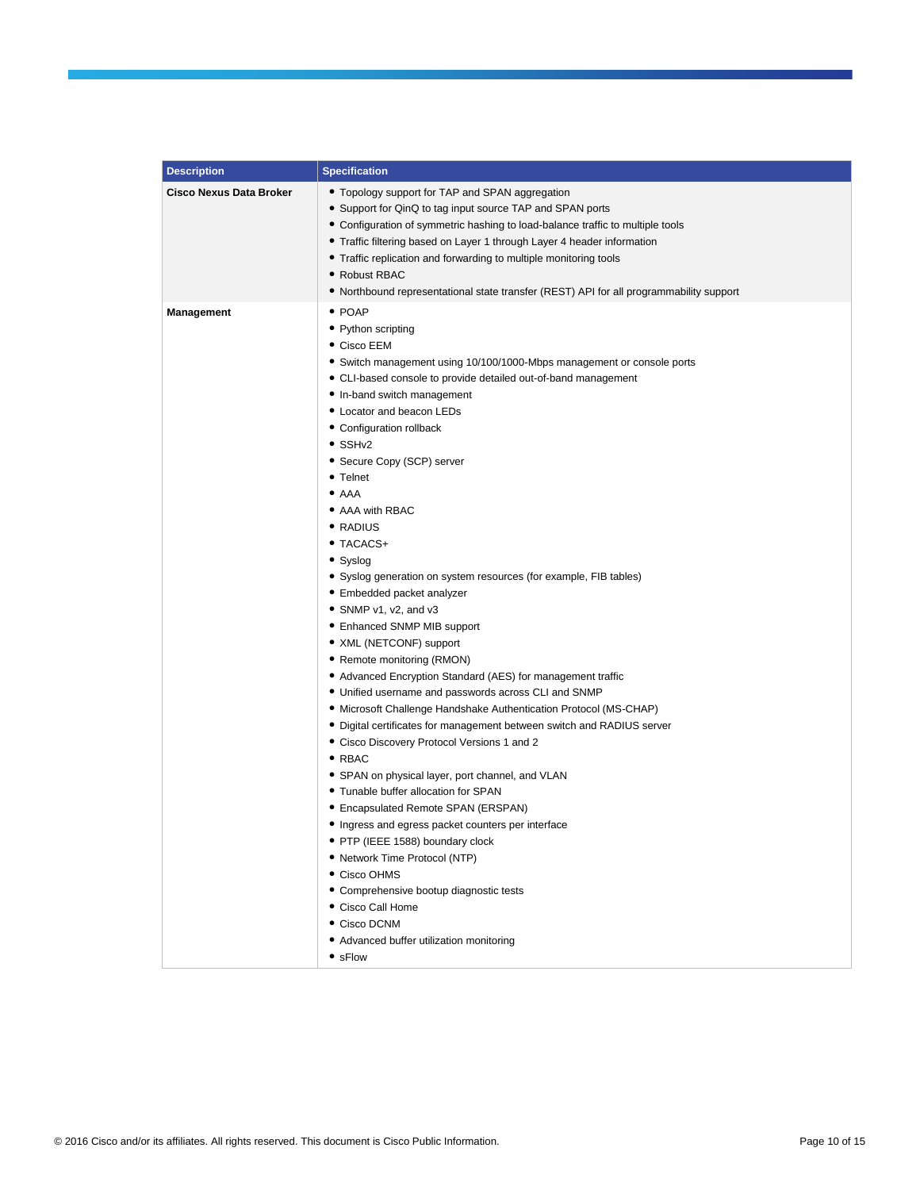| Description | Specification |
| --- | --- |
| **Cisco Nexus Data Broker** | • Topology support for TAP and SPAN aggregation<br>• Support for QinQ to tag input source TAP and SPAN ports<br>• Configuration of symmetric hashing to load-balance traffic to multiple tools<br>• Traffic filtering based on Layer 1 through Layer 4 header information<br>• Traffic replication and forwarding to multiple monitoring tools<br>• Robust RBAC<br>• Northbound representational state transfer (REST) API for all programmability support |
| **Management** | • POAP<br>• Python scripting<br>• Cisco EEM<br>• Switch management using 10/100/1000-Mbps management or console ports<br>• CLI-based console to provide detailed out-of-band management<br>• In-band switch management<br>• Locator and beacon LEDs<br>• Configuration rollback<br>• SSHv2<br>• Secure Copy (SCP) server<br>• Telnet<br>• AAA<br>• AAA with RBAC<br>• RADIUS<br>• TACACS+<br>• Syslog<br>• Syslog generation on system resources (for example, FIB tables)<br>• Embedded packet analyzer<br>• SNMP v1, v2, and v3<br>• Enhanced SNMP MIB support<br>• XML (NETCONF) support<br>• Remote monitoring (RMON)<br>• Advanced Encryption Standard (AES) for management traffic<br>• Unified username and passwords across CLI and SNMP<br>• Microsoft Challenge Handshake Authentication Protocol (MS-CHAP)<br>• Digital certificates for management between switch and RADIUS server<br>• Cisco Discovery Protocol Versions 1 and 2<br>• RBAC<br>• SPAN on physical layer, port channel, and VLAN<br>• Tunable buffer allocation for SPAN<br>• Encapsulated Remote SPAN (ERSPAN)<br>• Ingress and egress packet counters per interface<br>• PTP (IEEE 1588) boundary clock<br>• Network Time Protocol (NTP)<br>• Cisco OHMS<br>• Comprehensive bootup diagnostic tests<br>• Cisco Call Home<br>• Cisco DCNM<br>• Advanced buffer utilization monitoring<br>• sFlow |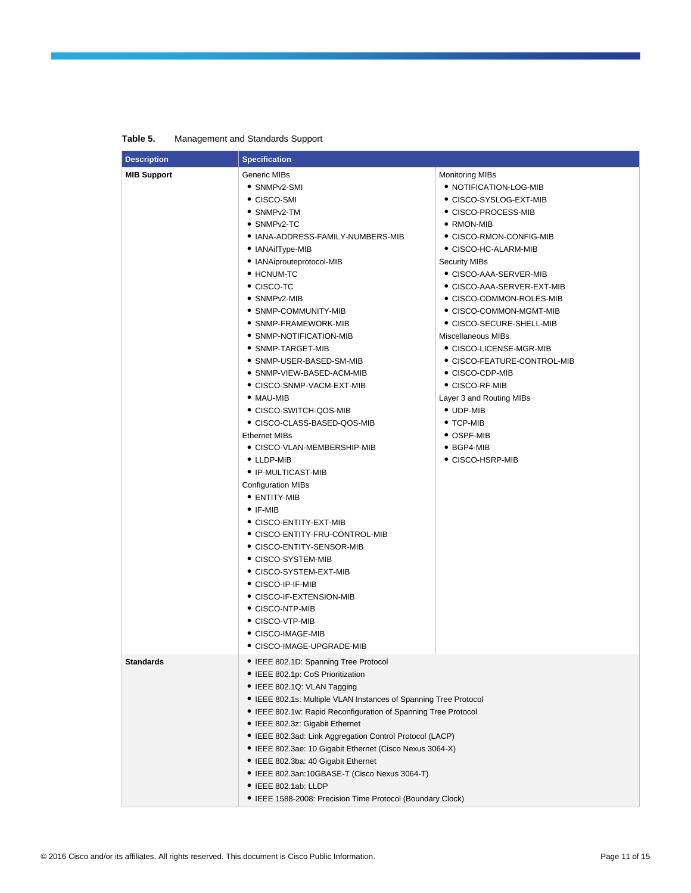**Table 5.** Management and Standards Support

| Description | Specification | |
|---|---|---|
| **MIB Support** | Generic MIBs<br>• SNMPv2-SMI<br>• CISCO-SMI<br>• SNMPv2-TM<br>• SNMPv2-TC<br>• IANA-ADDRESS-FAMILY-NUMBERS-MIB<br>• IANAifType-MIB<br>• IANAiprouteprotocol-MIB<br>• HCNUM-TC<br>• CISCO-TC<br>• SNMPv2-MIB<br>• SNMP-COMMUNITY-MIB<br>• SNMP-FRAMEWORK-MIB<br>• SNMP-NOTIFICATION-MIB<br>• SNMP-TARGET-MIB<br>• SNMP-USER-BASED-SM-MIB<br>• SNMP-VIEW-BASED-ACM-MIB<br>• CISCO-SNMP-VACM-EXT-MIB<br>• MAU-MIB<br>• CISCO-SWITCH-QOS-MIB<br>• CISCO-CLASS-BASED-QOS-MIB<br>Ethernet MIBs<br>• CISCO-VLAN-MEMBERSHIP-MIB<br>• LLDP-MIB<br>• IP-MULTICAST-MIB<br>Configuration MIBs<br>• ENTITY-MIB<br>• IF-MIB<br>• CISCO-ENTITY-EXT-MIB<br>• CISCO-ENTITY-FRU-CONTROL-MIB<br>• CISCO-ENTITY-SENSOR-MIB<br>• CISCO-SYSTEM-MIB<br>• CISCO-SYSTEM-EXT-MIB<br>• CISCO-IP-IF-MIB<br>• CISCO-IF-EXTENSION-MIB<br>• CISCO-NTP-MIB<br>• CISCO-VTP-MIB<br>• CISCO-IMAGE-MIB<br>• CISCO-IMAGE-UPGRADE-MIB | Monitoring MIBs<br>• NOTIFICATION-LOG-MIB<br>• CISCO-SYSLOG-EXT-MIB<br>• CISCO-PROCESS-MIB<br>• RMON-MIB<br>• CISCO-RMON-CONFIG-MIB<br>• CISCO-HC-ALARM-MIB<br>Security MIBs<br>• CISCO-AAA-SERVER-MIB<br>• CISCO-AAA-SERVER-EXT-MIB<br>• CISCO-COMMON-ROLES-MIB<br>• CISCO-COMMON-MGMT-MIB<br>• CISCO-SECURE-SHELL-MIB<br>Miscellaneous MIBs<br>• CISCO-LICENSE-MGR-MIB<br>• CISCO-FEATURE-CONTROL-MIB<br>• CISCO-CDP-MIB<br>• CISCO-RF-MIB<br>Layer 3 and Routing MIBs<br>• UDP-MIB<br>• TCP-MIB<br>• OSPF-MIB<br>• BGP4-MIB<br>• CISCO-HSRP-MIB |
| **Standards** | • IEEE 802.1D: Spanning Tree Protocol<br>• IEEE 802.1p: CoS Prioritization<br>• IEEE 802.1Q: VLAN Tagging<br>• IEEE 802.1s: Multiple VLAN Instances of Spanning Tree Protocol<br>• IEEE 802.1w: Rapid Reconfiguration of Spanning Tree Protocol<br>• IEEE 802.3z: Gigabit Ethernet<br>• IEEE 802.3ad: Link Aggregation Control Protocol (LACP)<br>• IEEE 802.3ae: 10 Gigabit Ethernet (Cisco Nexus 3064-X)<br>• IEEE 802.3ba: 40 Gigabit Ethernet<br>• IEEE 802.3an:10GBASE-T (Cisco Nexus 3064-T)<br>• IEEE 802.1ab: LLDP<br>• IEEE 1588-2008: Precision Time Protocol (Boundary Clock) | |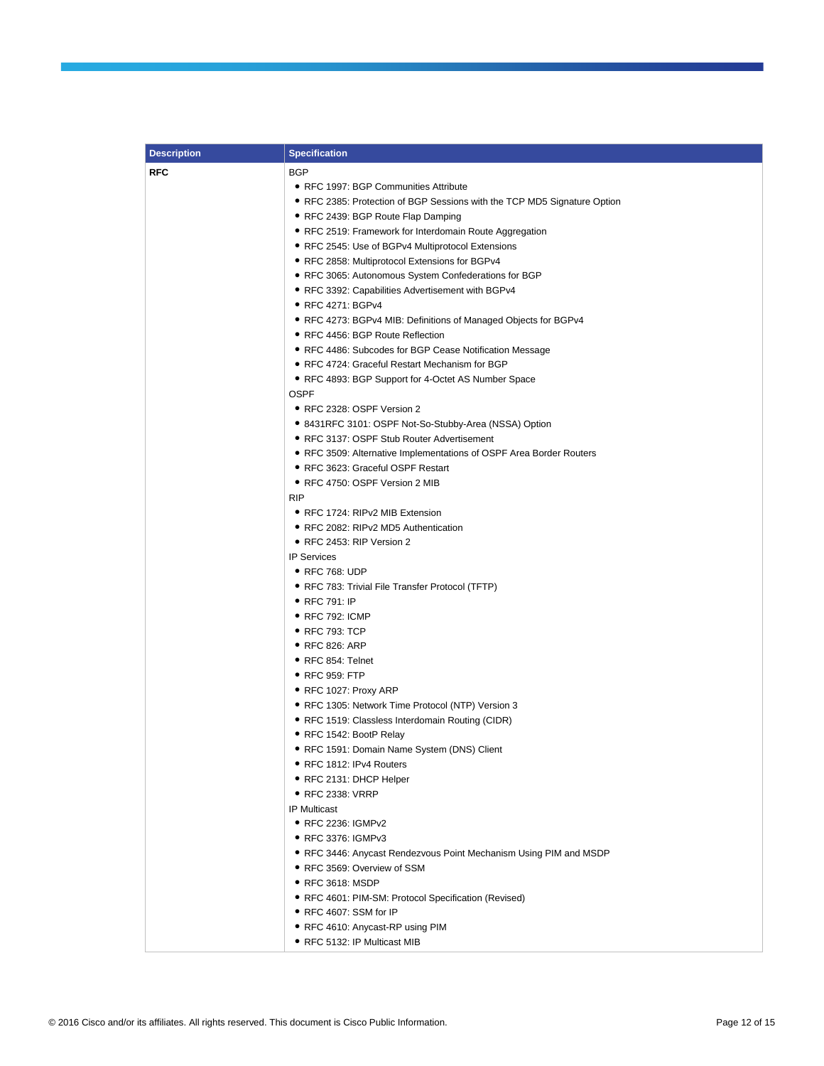| Description | Specification |
|---|---|
| **RFC** | BGP<br>• RFC 1997: BGP Communities Attribute<br>• RFC 2385: Protection of BGP Sessions with the TCP MD5 Signature Option<br>• RFC 2439: BGP Route Flap Damping<br>• RFC 2519: Framework for Interdomain Route Aggregation<br>• RFC 2545: Use of BGPv4 Multiprotocol Extensions<br>• RFC 2858: Multiprotocol Extensions for BGPv4<br>• RFC 3065: Autonomous System Confederations for BGP<br>• RFC 3392: Capabilities Advertisement with BGPv4<br>• RFC 4271: BGPv4<br>• RFC 4273: BGPv4 MIB: Definitions of Managed Objects for BGPv4<br>• RFC 4456: BGP Route Reflection<br>• RFC 4486: Subcodes for BGP Cease Notification Message<br>• RFC 4724: Graceful Restart Mechanism for BGP<br>• RFC 4893: BGP Support for 4-Octet AS Number Space<br>OSPF<br>• RFC 2328: OSPF Version 2<br>• 8431RFC 3101: OSPF Not-So-Stubby-Area (NSSA) Option<br>• RFC 3137: OSPF Stub Router Advertisement<br>• RFC 3509: Alternative Implementations of OSPF Area Border Routers<br>• RFC 3623: Graceful OSPF Restart<br>• RFC 4750: OSPF Version 2 MIB<br>RIP<br>• RFC 1724: RIPv2 MIB Extension<br>• RFC 2082: RIPv2 MD5 Authentication<br>• RFC 2453: RIP Version 2<br>IP Services<br>• RFC 768: UDP<br>• RFC 783: Trivial File Transfer Protocol (TFTP)<br>• RFC 791: IP<br>• RFC 792: ICMP<br>• RFC 793: TCP<br>• RFC 826: ARP<br>• RFC 854: Telnet<br>• RFC 959: FTP<br>• RFC 1027: Proxy ARP<br>• RFC 1305: Network Time Protocol (NTP) Version 3<br>• RFC 1519: Classless Interdomain Routing (CIDR)<br>• RFC 1542: BootP Relay<br>• RFC 1591: Domain Name System (DNS) Client<br>• RFC 1812: IPv4 Routers<br>• RFC 2131: DHCP Helper<br>• RFC 2338: VRRP<br>IP Multicast<br>• RFC 2236: IGMPv2<br>• RFC 3376: IGMPv3<br>• RFC 3446: Anycast Rendezvous Point Mechanism Using PIM and MSDP<br>• RFC 3569: Overview of SSM<br>• RFC 3618: MSDP<br>• RFC 4601: PIM-SM: Protocol Specification (Revised)<br>• RFC 4607: SSM for IP<br>• RFC 4610: Anycast-RP using PIM<br>• RFC 5132: IP Multicast MIB |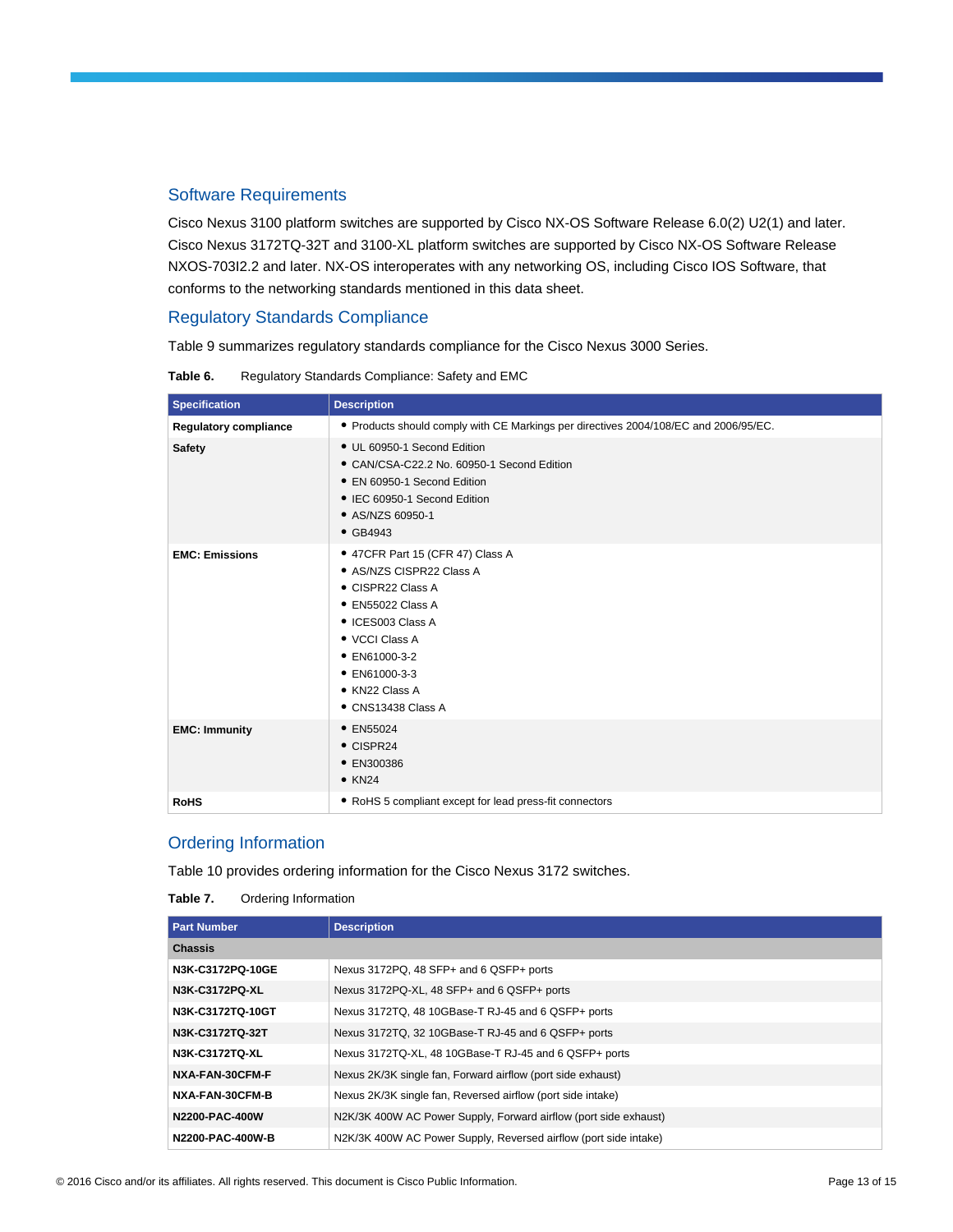## Software Requirements

Cisco Nexus 3100 platform switches are supported by Cisco NX-OS Software Release 6.0(2) U2(1) and later. Cisco Nexus 3172TQ-32T and 3100-XL platform switches are supported by Cisco NX-OS Software Release NXOS-703I2.2 and later. NX-OS interoperates with any networking OS, including Cisco IOS Software, that conforms to the networking standards mentioned in this data sheet.

## Regulatory Standards Compliance

Table 9 summarizes regulatory standards compliance for the Cisco Nexus 3000 Series.

**Table 6.** Regulatory Standards Compliance: Safety and EMC

| Specification | Description |
|---|---|
| **Regulatory compliance** | • Products should comply with CE Markings per directives 2004/108/EC and 2006/95/EC. |
| **Safety** | • UL 60950-1 Second Edition<br>• CAN/CSA-C22.2 No. 60950-1 Second Edition<br>• EN 60950-1 Second Edition<br>• IEC 60950-1 Second Edition<br>• AS/NZS 60950-1<br>• GB4943 |
| **EMC: Emissions** | • 47CFR Part 15 (CFR 47) Class A<br>• AS/NZS CISPR22 Class A<br>• CISPR22 Class A<br>• EN55022 Class A<br>• ICES003 Class A<br>• VCCI Class A<br>• EN61000-3-2<br>• EN61000-3-3<br>• KN22 Class A<br>• CNS13438 Class A |
| **EMC: Immunity** | • EN55024<br>• CISPR24<br>• EN300386<br>• KN24 |
| **RoHS** | • RoHS 5 compliant except for lead press-fit connectors |

## Ordering Information

Table 10 provides ordering information for the Cisco Nexus 3172 switches.

**Table 7.** Ordering Information

| Part Number | Description |
|---|---|
| **Chassis** | |
| **N3K-C3172PQ-10GE** | Nexus 3172PQ, 48 SFP+ and 6 QSFP+ ports |
| **N3K-C3172PQ-XL** | Nexus 3172PQ-XL, 48 SFP+ and 6 QSFP+ ports |
| **N3K-C3172TQ-10GT** | Nexus 3172TQ, 48 10GBase-T RJ-45 and 6 QSFP+ ports |
| **N3K-C3172TQ-32T** | Nexus 3172TQ, 32 10GBase-T RJ-45 and 6 QSFP+ ports |
| **N3K-C3172TQ-XL** | Nexus 3172TQ-XL, 48 10GBase-T RJ-45 and 6 QSFP+ ports |
| **NXA-FAN-30CFM-F** | Nexus 2K/3K single fan, Forward airflow (port side exhaust) |
| **NXA-FAN-30CFM-B** | Nexus 2K/3K single fan, Reversed airflow (port side intake) |
| **N2200-PAC-400W** | N2K/3K 400W AC Power Supply, Forward airflow (port side exhaust) |
| **N2200-PAC-400W-B** | N2K/3K 400W AC Power Supply, Reversed airflow (port side intake) |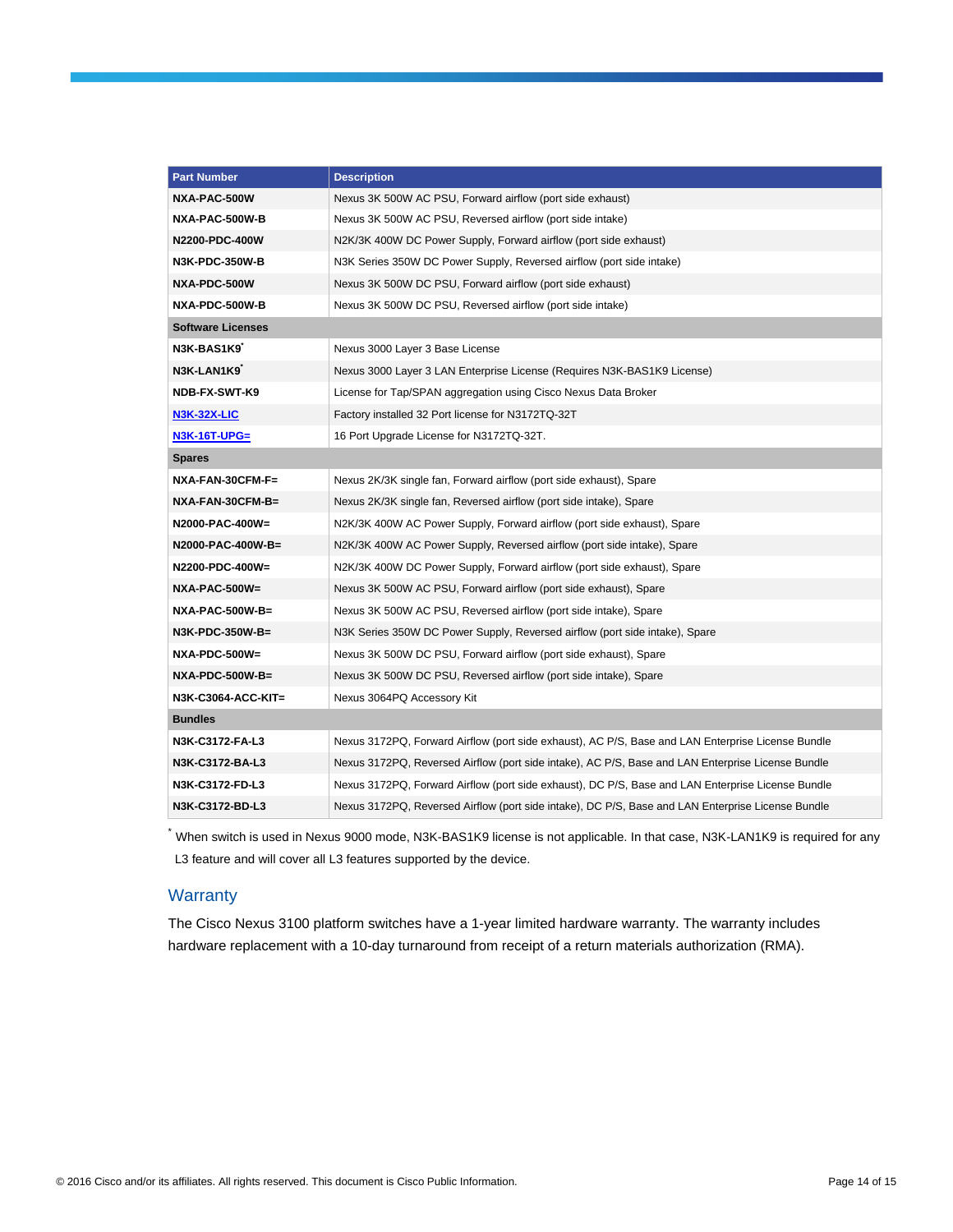| Part Number | Description |
|---|---|
| **NXA-PAC-500W** | Nexus 3K 500W AC PSU, Forward airflow (port side exhaust) |
| **NXA-PAC-500W-B** | Nexus 3K 500W AC PSU, Reversed airflow (port side intake) |
| **N2200-PDC-400W** | N2K/3K 400W DC Power Supply, Forward airflow (port side exhaust) |
| **N3K-PDC-350W-B** | N3K Series 350W DC Power Supply, Reversed airflow (port side intake) |
| **NXA-PDC-500W** | Nexus 3K 500W DC PSU, Forward airflow (port side exhaust) |
| **NXA-PDC-500W-B** | Nexus 3K 500W DC PSU, Reversed airflow (port side intake) |
| **Software Licenses** | |
| **N3K-BAS1K9*** | Nexus 3000 Layer 3 Base License |
| **N3K-LAN1K9*** | Nexus 3000 Layer 3 LAN Enterprise License (Requires N3K-BAS1K9 License) |
| **NDB-FX-SWT-K9** | License for Tap/SPAN aggregation using Cisco Nexus Data Broker |
| **N3K-32X-LIC** | Factory installed 32 Port license for N3172TQ-32T |
| **N3K-16T-UPG=** | 16 Port Upgrade License for N3172TQ-32T. |
| **Spares** | |
| **NXA-FAN-30CFM-F=** | Nexus 2K/3K single fan, Forward airflow (port side exhaust), Spare |
| **NXA-FAN-30CFM-B=** | Nexus 2K/3K single fan, Reversed airflow (port side intake), Spare |
| **N2000-PAC-400W=** | N2K/3K 400W AC Power Supply, Forward airflow (port side exhaust), Spare |
| **N2000-PAC-400W-B=** | N2K/3K 400W AC Power Supply, Reversed airflow (port side intake), Spare |
| **N2200-PDC-400W=** | N2K/3K 400W DC Power Supply, Forward airflow (port side exhaust), Spare |
| **NXA-PAC-500W=** | Nexus 3K 500W AC PSU, Forward airflow (port side exhaust), Spare |
| **NXA-PAC-500W-B=** | Nexus 3K 500W AC PSU, Reversed airflow (port side intake), Spare |
| **N3K-PDC-350W-B=** | N3K Series 350W DC Power Supply, Reversed airflow (port side intake), Spare |
| **NXA-PDC-500W=** | Nexus 3K 500W DC PSU, Forward airflow (port side exhaust), Spare |
| **NXA-PDC-500W-B=** | Nexus 3K 500W DC PSU, Reversed airflow (port side intake), Spare |
| **N3K-C3064-ACC-KIT=** | Nexus 3064PQ Accessory Kit |
| **Bundles** | |
| **N3K-C3172-FA-L3** | Nexus 3172PQ, Forward Airflow (port side exhaust), AC P/S, Base and LAN Enterprise License Bundle |
| **N3K-C3172-BA-L3** | Nexus 3172PQ, Reversed Airflow (port side intake), AC P/S, Base and LAN Enterprise License Bundle |
| **N3K-C3172-FD-L3** | Nexus 3172PQ, Forward Airflow (port side exhaust), DC P/S, Base and LAN Enterprise License Bundle |
| **N3K-C3172-BD-L3** | Nexus 3172PQ, Reversed Airflow (port side intake), DC P/S, Base and LAN Enterprise License Bundle |

* When switch is used in Nexus 9000 mode, N3K-BAS1K9 license is not applicable. In that case, N3K-LAN1K9 is required for any L3 feature and will cover all L3 features supported by the device.

## Warranty

The Cisco Nexus 3100 platform switches have a 1-year limited hardware warranty. The warranty includes hardware replacement with a 10-day turnaround from receipt of a return materials authorization (RMA).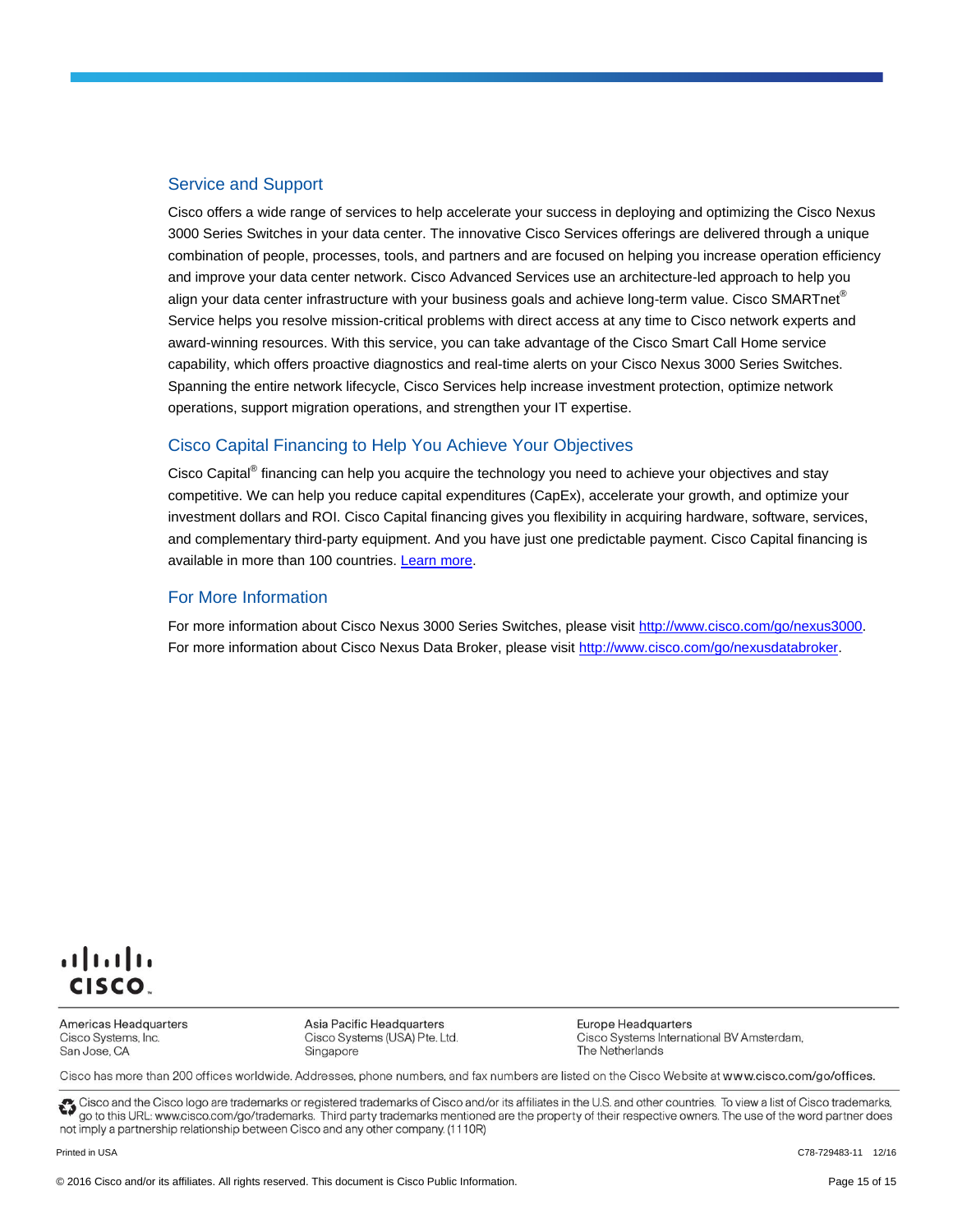## Service and Support

Cisco offers a wide range of services to help accelerate your success in deploying and optimizing the Cisco Nexus 3000 Series Switches in your data center. The innovative Cisco Services offerings are delivered through a unique combination of people, processes, tools, and partners and are focused on helping you increase operation efficiency and improve your data center network. Cisco Advanced Services use an architecture-led approach to help you align your data center infrastructure with your business goals and achieve long-term value. Cisco SMARTnet® Service helps you resolve mission-critical problems with direct access at any time to Cisco network experts and award-winning resources. With this service, you can take advantage of the Cisco Smart Call Home service capability, which offers proactive diagnostics and real-time alerts on your Cisco Nexus 3000 Series Switches. Spanning the entire network lifecycle, Cisco Services help increase investment protection, optimize network operations, support migration operations, and strengthen your IT expertise.

## Cisco Capital Financing to Help You Achieve Your Objectives

Cisco Capital® financing can help you acquire the technology you need to achieve your objectives and stay competitive. We can help you reduce capital expenditures (CapEx), accelerate your growth, and optimize your investment dollars and ROI. Cisco Capital financing gives you flexibility in acquiring hardware, software, services, and complementary third-party equipment. And you have just one predictable payment. Cisco Capital financing is available in more than 100 countries. Learn more.

## For More Information

For more information about Cisco Nexus 3000 Series Switches, please visit http://www.cisco.com/go/nexus3000. For more information about Cisco Nexus Data Broker, please visit http://www.cisco.com/go/nexusdatabroker.

Americas Headquarters
Cisco Systems, Inc.
San Jose, CA

Asia Pacific Headquarters
Cisco Systems (USA) Pte. Ltd.
Singapore

Europe Headquarters
Cisco Systems International BV Amsterdam,
The Netherlands

Cisco has more than 200 offices worldwide. Addresses, phone numbers, and fax numbers are listed on the Cisco Website at www.cisco.com/go/offices.

Cisco and the Cisco logo are trademarks or registered trademarks of Cisco and/or its affiliates in the U.S. and other countries. To view a list of Cisco trademarks, go to this URL: www.cisco.com/go/trademarks. Third party trademarks mentioned are the property of their respective owners. The use of the word partner does not imply a partnership relationship between Cisco and any other company. (1110R)

Printed in USA C78-729483-11 12/16

© 2016 Cisco and/or its affiliates. All rights reserved. This document is Cisco Public Information.